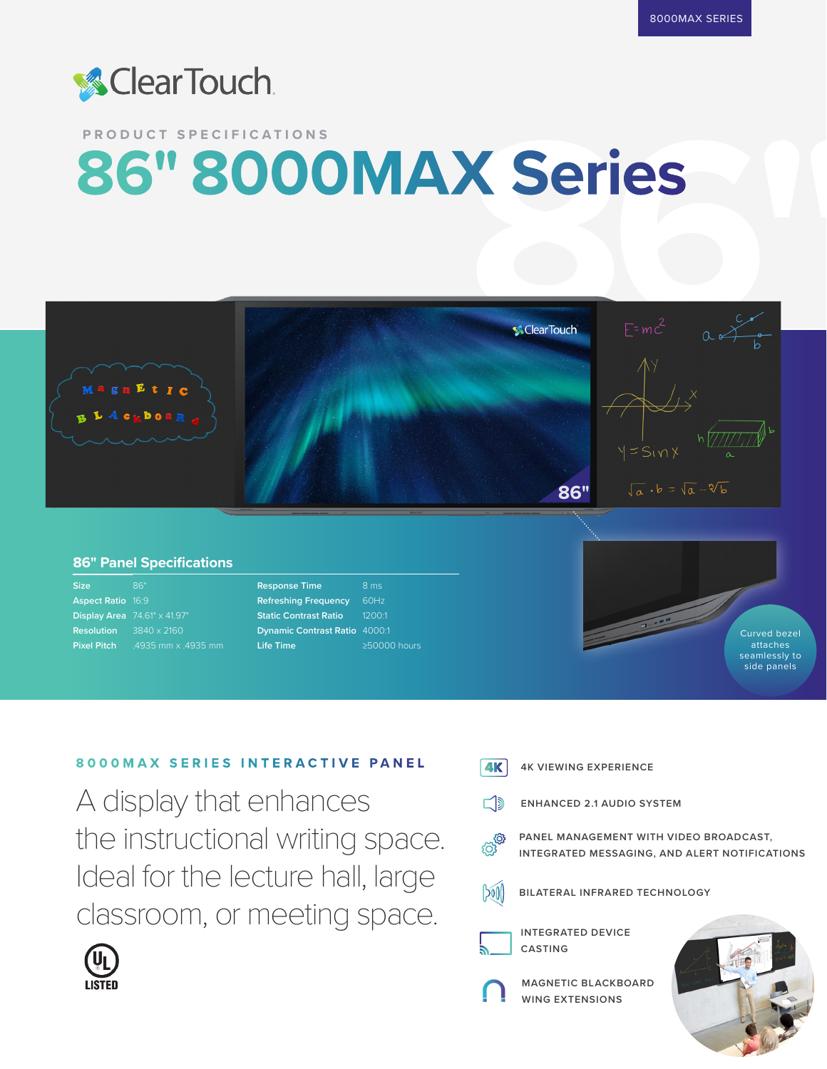8000MAX SERIES

ClearTouch

PRODUCT SPECIFICATIONS

# 86" 8000MAX Series

## 86" Panel Specifications

| | | | |
|---|---|---|---|
| **Size** | 86" | **Response Time** | 8 ms |
| **Aspect Ratio** | 16:9 | **Refreshing Frequency** | 60Hz |
| **Display Area** | 74.61" x 41.97" | **Static Contrast Ratio** | 1200:1 |
| **Resolution** | 3840 x 2160 | **Dynamic Contrast Ratio** | 4000:1 |
| **Pixel Pitch** | .4935 mm x .4935 mm | **Life Time** | ≥50000 hours |

Curved bezel attaches seamlessly to side panels

## 8000MAX SERIES INTERACTIVE PANEL

A display that enhances the instructional writing space. Ideal for the lecture hall, large classroom, or meeting space.

UL LISTED

- 4K VIEWING EXPERIENCE
- ENHANCED 2.1 AUDIO SYSTEM
- PANEL MANAGEMENT WITH VIDEO BROADCAST, INTEGRATED MESSAGING, AND ALERT NOTIFICATIONS
- BILATERAL INFRARED TECHNOLOGY
- INTEGRATED DEVICE CASTING
- MAGNETIC BLACKBOARD WING EXTENSIONS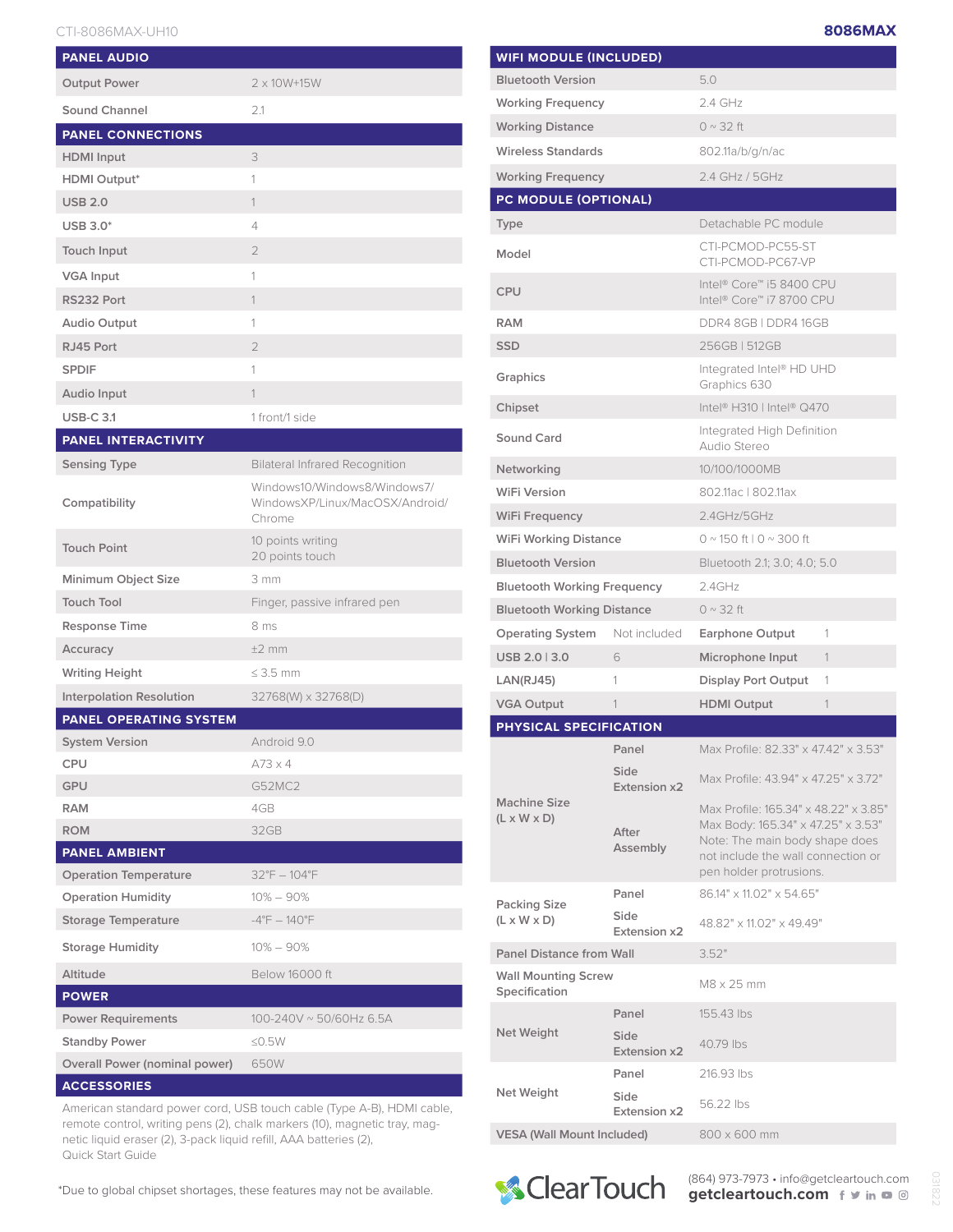## PANEL AUDIO

| | |
|---|---|
| Output Power | 2 x 10W+15W |
| Sound Channel | 2.1 |

## PANEL CONNECTIONS

| | |
|---|---|
| HDMI Input | 3 |
| HDMI Output* | 1 |
| USB 2.0 | 1 |
| USB 3.0* | 4 |
| Touch Input | 2 |
| VGA Input | 1 |
| RS232 Port | 1 |
| Audio Output | 1 |
| RJ45 Port | 2 |
| SPDIF | 1 |
| Audio Input | 1 |
| USB-C 3.1 | 1 front/1 side |

## PANEL INTERACTIVITY

| | |
|---|---|
| Sensing Type | Bilateral Infrared Recognition |
| Compatibility | Windows10/Windows8/Windows7/ WindowsXP/Linux/MacOSX/Android/ Chrome |
| Touch Point | 10 points writing<br>20 points touch |
| Minimum Object Size | 3 mm |
| Touch Tool | Finger, passive infrared pen |
| Response Time | 8 ms |
| Accuracy | ±2 mm |
| Writing Height | ≤ 3.5 mm |
| Interpolation Resolution | 32768(W) x 32768(D) |

## PANEL OPERATING SYSTEM

| | |
|---|---|
| System Version | Android 9.0 |
| CPU | A73 x 4 |
| GPU | G52MC2 |
| RAM | 4GB |
| ROM | 32GB |

## PANEL AMBIENT

| | |
|---|---|
| Operation Temperature | 32°F – 104°F |
| Operation Humidity | 10% – 90% |
| Storage Temperature | -4°F – 140°F |
| Storage Humidity | 10% – 90% |
| Altitude | Below 16000 ft |

## POWER

| | |
|---|---|
| Power Requirements | 100-240V ~ 50/60Hz 6.5A |
| Standby Power | ≤0.5W |
| Overall Power (nominal power) | 650W |

## ACCESSORIES

American standard power cord, USB touch cable (Type A-B), HDMI cable, remote control, writing pens (2), chalk markers (10), magnetic tray, magnetic liquid eraser (2), 3-pack liquid refill, AAA batteries (2), Quick Start Guide

*Due to global chipset shortages, these features may not be available.

## WIFI MODULE (INCLUDED)

| | |
|---|---|
| Bluetooth Version | 5.0 |
| Working Frequency | 2.4 GHz |
| Working Distance | 0 ~ 32 ft |
| Wireless Standards | 802.11a/b/g/n/ac |
| Working Frequency | 2.4 GHz / 5GHz |

## PC MODULE (OPTIONAL)

| | |
|---|---|
| Type | Detachable PC module |
| Model | CTI-PCMOD-PC55-ST<br>CTI-PCMOD-PC67-VP |
| CPU | Intel® Core™ i5 8400 CPU<br>Intel® Core™ i7 8700 CPU |
| RAM | DDR4 8GB \| DDR4 16GB |
| SSD | 256GB \| 512GB |
| Graphics | Integrated Intel® HD UHD Graphics 630 |
| Chipset | Intel® H310 \| Intel® Q470 |
| Sound Card | Integrated High Definition Audio Stereo |
| Networking | 10/100/1000MB |
| WiFi Version | 802.11ac \| 802.11ax |
| WiFi Frequency | 2.4GHz/5GHz |
| WiFi Working Distance | 0 ~ 150 ft \| 0 ~ 300 ft |
| Bluetooth Version | Bluetooth 2.1; 3.0; 4.0; 5.0 |
| Bluetooth Working Frequency | 2.4GHz |
| Bluetooth Working Distance | 0 ~ 32 ft |

| | | | |
|---|---|---|---|
| Operating System | Not included | Earphone Output | 1 |
| USB 2.0 \| 3.0 | 6 | Microphone Input | 1 |
| LAN(RJ45) | 1 | Display Port Output | 1 |
| VGA Output | 1 | HDMI Output | 1 |

## PHYSICAL SPECIFICATION

| | | |
|---|---|---|
| Machine Size (L x W x D) | Panel | Max Profile: 82.33" x 47.42" x 3.53" |
| | Side Extension x2 | Max Profile: 43.94" x 47.25" x 3.72" |
| | After Assembly | Max Profile: 165.34" x 48.22" x 3.85"<br>Max Body: 165.34" x 47.25" x 3.53"<br>Note: The main body shape does not include the wall connection or pen holder protrusions. |
| Packing Size (L x W x D) | Panel | 86.14" x 11.02" x 54.65" |
| | Side Extension x2 | 48.82" x 11.02" x 49.49" |
| Panel Distance from Wall | | 3.52" |
| Wall Mounting Screw Specification | | M8 x 25 mm |
| Net Weight | Panel | 155.43 lbs |
| | Side Extension x2 | 40.79 lbs |
| Net Weight | Panel | 216.93 lbs |
| | Side Extension x2 | 56.22 lbs |
| VESA (Wall Mount Included) | | 800 x 600 mm |

ClearTouch

(864) 973-7973 • info@getcleartouch.com
getcleartouch.com